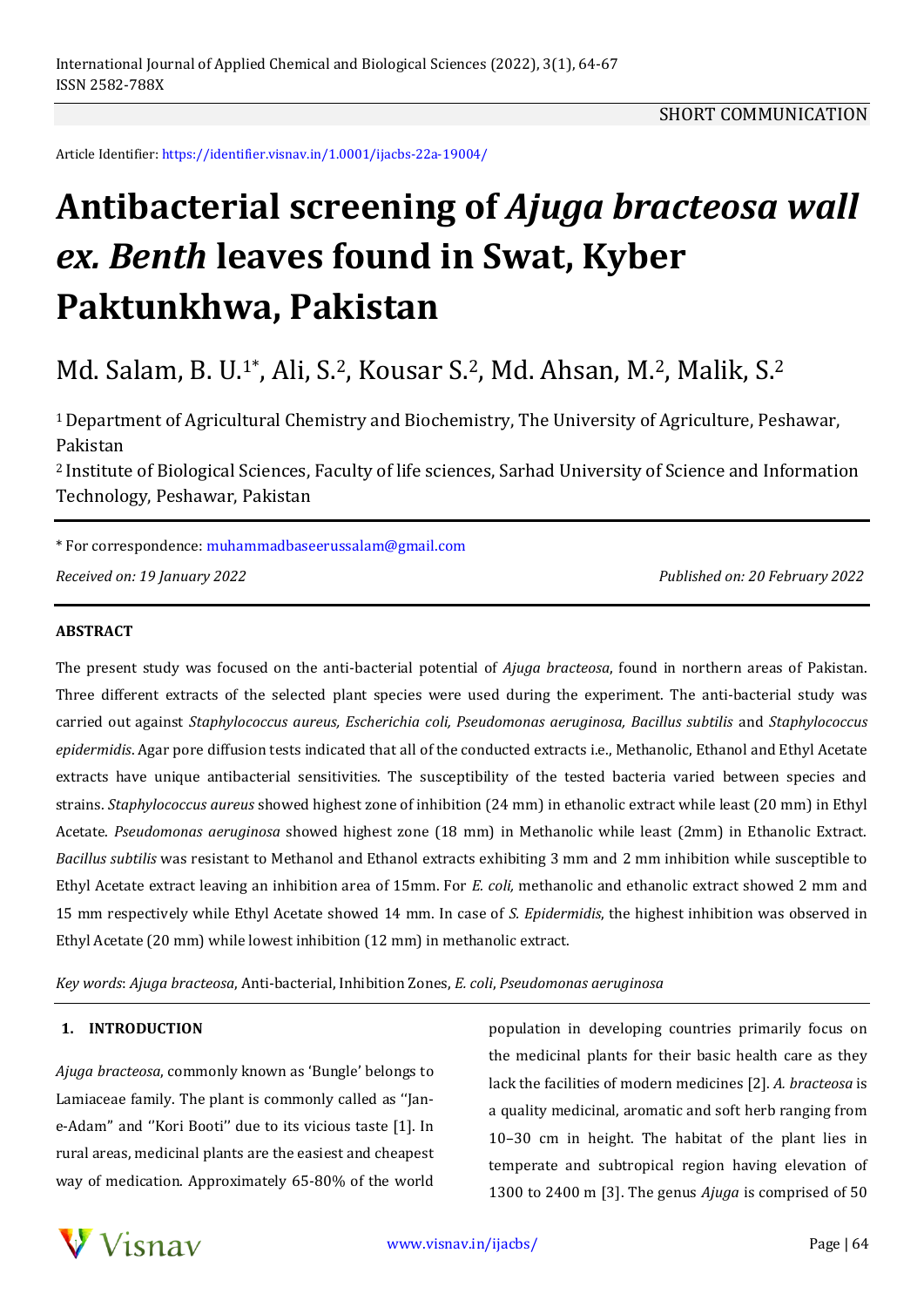SHORT COMMUNICATION

Article Identifier: https://identifier.visnav.in/1.0001/ijacbs-22a-19004/

# Antibacterial screening of *Ajuga bracteosa wall ex. Benth* leaves found in Swat, Kyber Paktunkhwa, Pakistan

Md. Salam, B. U.[1*], Ali, S.[2], Kousar S.[2], Md. Ahsan, M.[2], Malik, S.[2]

[1] Department of Agricultural Chemistry and Biochemistry, The University of Agriculture, Peshawar, Pakistan

[2] Institute of Biological Sciences, Faculty of life sciences, Sarhad University of Science and Information Technology, Peshawar, Pakistan

\* For correspondence: muhammadbaseerussalam@gmail.com

*Received on: 19 January 2022* *Published on: 20 February 2022*

#### ABSTRACT

The present study was focused on the anti-bacterial potential of *Ajuga bracteosa*, found in northern areas of Pakistan. Three different extracts of the selected plant species were used during the experiment. The anti-bacterial study was carried out against *Staphylococcus aureus, Escherichia coli, Pseudomonas aeruginosa, Bacillus subtilis* and *Staphylococcus epidermidis*. Agar pore diffusion tests indicated that all of the conducted extracts i.e., Methanolic, Ethanol and Ethyl Acetate extracts have unique antibacterial sensitivities. The susceptibility of the tested bacteria varied between species and strains. *Staphylococcus aureus* showed highest zone of inhibition (24 mm) in ethanolic extract while least (20 mm) in Ethyl Acetate. *Pseudomonas aeruginosa* showed highest zone (18 mm) in Methanolic while least (2mm) in Ethanolic Extract. *Bacillus subtilis* was resistant to Methanol and Ethanol extracts exhibiting 3 mm and 2 mm inhibition while susceptible to Ethyl Acetate extract leaving an inhibition area of 15mm. For *E. coli,* methanolic and ethanolic extract showed 2 mm and 15 mm respectively while Ethyl Acetate showed 14 mm. In case of *S. Epidermidis*, the highest inhibition was observed in Ethyl Acetate (20 mm) while lowest inhibition (12 mm) in methanolic extract.

*Key words*: *Ajuga bracteosa*, Anti-bacterial, Inhibition Zones, *E. coli*, *Pseudomonas aeruginosa*

## 1. INTRODUCTION

*Ajuga bracteosa*, commonly known as 'Bungle' belongs to Lamiaceae family. The plant is commonly called as ''Jan-e-Adam'' and ''Kori Booti'' due to its vicious taste [1]. In rural areas, medicinal plants are the easiest and cheapest way of medication. Approximately 65-80% of the world population in developing countries primarily focus on the medicinal plants for their basic health care as they lack the facilities of modern medicines [2]. *A. bracteosa* is a quality medicinal, aromatic and soft herb ranging from 10–30 cm in height. The habitat of the plant lies in temperate and subtropical region having elevation of 1300 to 2400 m [3]. The genus *Ajuga* is comprised of 50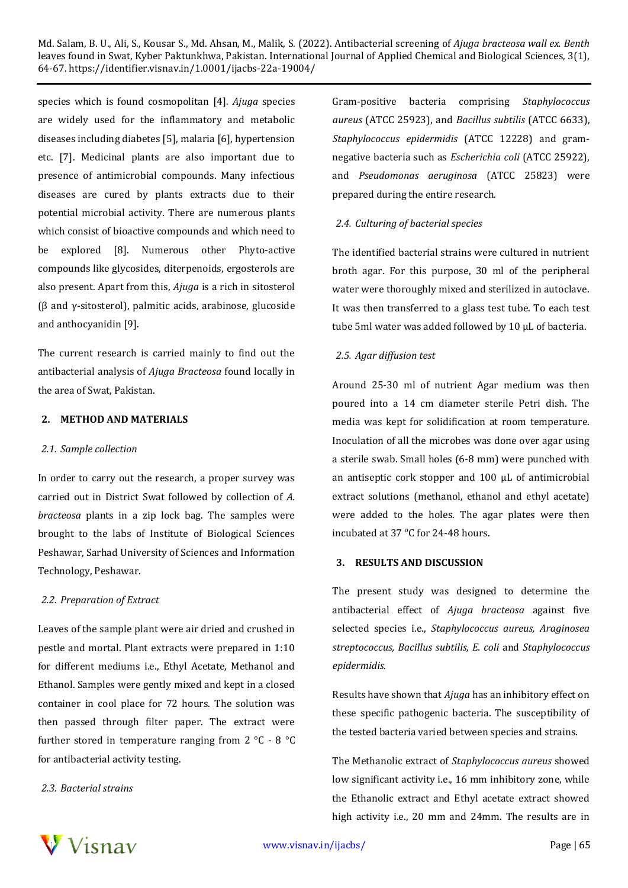species which is found cosmopolitan [4]. *Ajuga* species are widely used for the inflammatory and metabolic diseases including diabetes [5], malaria [6], hypertension etc. [7]. Medicinal plants are also important due to presence of antimicrobial compounds. Many infectious diseases are cured by plants extracts due to their potential microbial activity. There are numerous plants which consist of bioactive compounds and which need to be explored [8]. Numerous other Phyto-active compounds like glycosides, diterpenoids, ergosterols are also present. Apart from this, *Ajuga* is a rich in sitosterol (β and γ-sitosterol), palmitic acids, arabinose, glucoside and anthocyanidin [9].

The current research is carried mainly to find out the antibacterial analysis of *Ajuga Bracteosa* found locally in the area of Swat, Pakistan.

## 2. METHOD AND MATERIALS

### 2.1. Sample collection

In order to carry out the research, a proper survey was carried out in District Swat followed by collection of *A. bracteosa* plants in a zip lock bag. The samples were brought to the labs of Institute of Biological Sciences Peshawar, Sarhad University of Sciences and Information Technology, Peshawar.

### 2.2. Preparation of Extract

Leaves of the sample plant were air dried and crushed in pestle and mortal. Plant extracts were prepared in 1:10 for different mediums i.e., Ethyl Acetate, Methanol and Ethanol. Samples were gently mixed and kept in a closed container in cool place for 72 hours. The solution was then passed through filter paper. The extract were further stored in temperature ranging from 2 °C - 8 °C for antibacterial activity testing.

### 2.3. Bacterial strains

Gram-positive bacteria comprising *Staphylococcus aureus* (ATCC 25923), and *Bacillus subtilis* (ATCC 6633), *Staphylococcus epidermidis* (ATCC 12228) and gram-negative bacteria such as *Escherichia coli* (ATCC 25922), and *Pseudomonas aeruginosa* (ATCC 25823) were prepared during the entire research.

### 2.4. Culturing of bacterial species

The identified bacterial strains were cultured in nutrient broth agar. For this purpose, 30 ml of the peripheral water were thoroughly mixed and sterilized in autoclave. It was then transferred to a glass test tube. To each test tube 5ml water was added followed by 10 μL of bacteria.

### 2.5. Agar diffusion test

Around 25-30 ml of nutrient Agar medium was then poured into a 14 cm diameter sterile Petri dish. The media was kept for solidification at room temperature. Inoculation of all the microbes was done over agar using a sterile swab. Small holes (6-8 mm) were punched with an antiseptic cork stopper and 100 μL of antimicrobial extract solutions (methanol, ethanol and ethyl acetate) were added to the holes. The agar plates were then incubated at 37 °C for 24-48 hours.

## 3. RESULTS AND DISCUSSION

The present study was designed to determine the antibacterial effect of *Ajuga bracteosa* against five selected species i.e., *Staphylococcus aureus, Araginosea streptococcus, Bacillus subtilis, E. coli* and *Staphylococcus epidermidis*.

Results have shown that *Ajuga* has an inhibitory effect on these specific pathogenic bacteria. The susceptibility of the tested bacteria varied between species and strains.

The Methanolic extract of *Staphylococcus aureus* showed low significant activity i.e., 16 mm inhibitory zone, while the Ethanolic extract and Ethyl acetate extract showed high activity i.e., 20 mm and 24mm. The results are in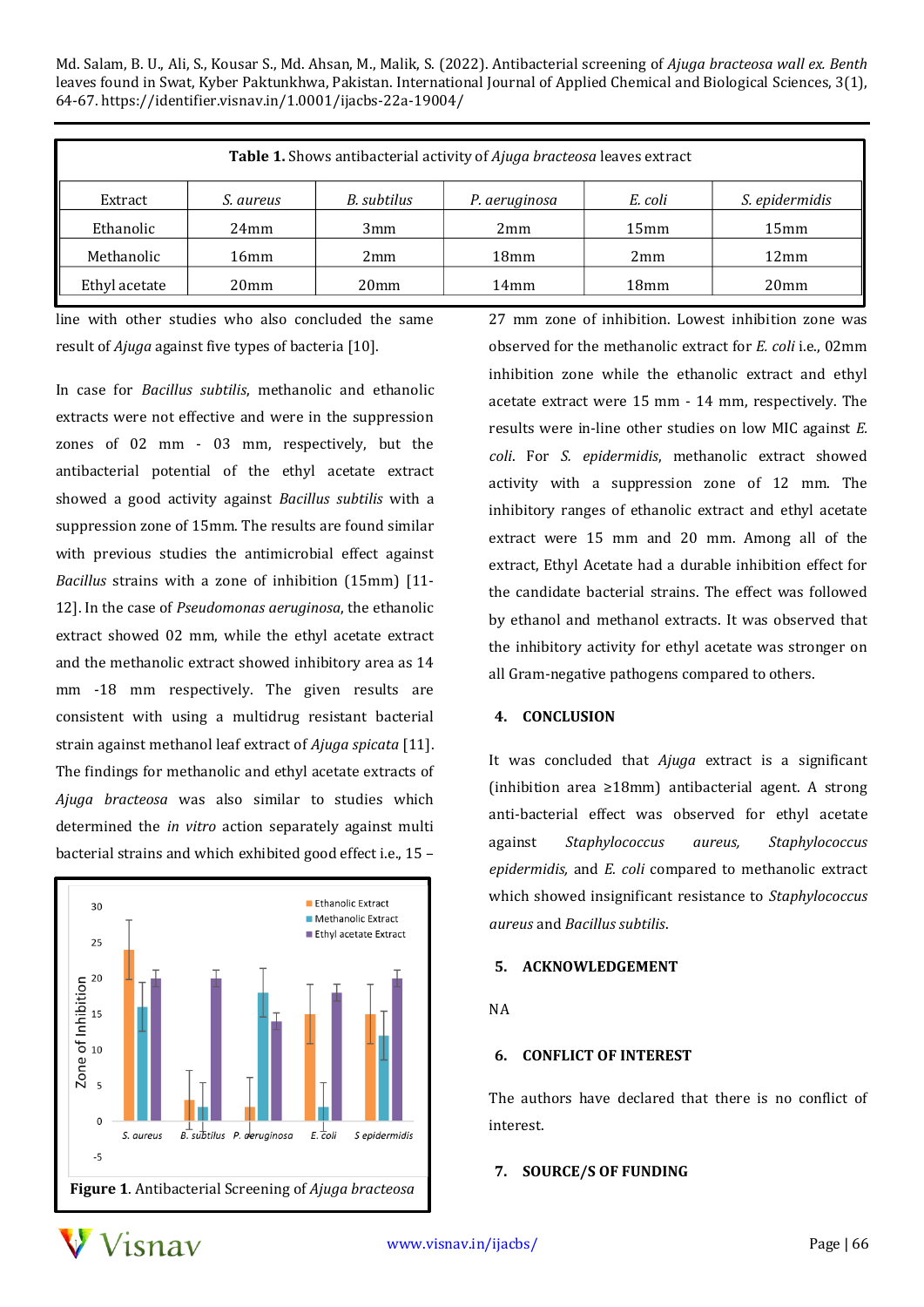**Table 1.** Shows antibacterial activity of *Ajuga bracteosa* leaves extract

| Extract | *S. aureus* | *B. subtilus* | *P. aeruginosa* | *E. coli* | *S. epidermidis* |
|---|---|---|---|---|---|
| Ethanolic | 24mm | 3mm | 2mm | 15mm | 15mm |
| Methanolic | 16mm | 2mm | 18mm | 2mm | 12mm |
| Ethyl acetate | 20mm | 20mm | 14mm | 18mm | 20mm |

line with other studies who also concluded the same result of *Ajuga* against five types of bacteria [10].

In case for *Bacillus subtilis*, methanolic and ethanolic extracts were not effective and were in the suppression zones of 02 mm - 03 mm, respectively, but the antibacterial potential of the ethyl acetate extract showed a good activity against *Bacillus subtilis* with a suppression zone of 15mm. The results are found similar with previous studies the antimicrobial effect against *Bacillus* strains with a zone of inhibition (15mm) [11-12]. In the case of *Pseudomonas aeruginosa*, the ethanolic extract showed 02 mm, while the ethyl acetate extract and the methanolic extract showed inhibitory area as 14 mm -18 mm respectively. The given results are consistent with using a multidrug resistant bacterial strain against methanol leaf extract of *Ajuga spicata* [11]. The findings for methanolic and ethyl acetate extracts of *Ajuga bracteosa* was also similar to studies which determined the *in vitro* action separately against multi bacterial strains and which exhibited good effect i.e., 15 – 27 mm zone of inhibition. Lowest inhibition zone was observed for the methanolic extract for *E. coli* i.e., 02mm inhibition zone while the ethanolic extract and ethyl acetate extract were 15 mm - 14 mm, respectively. The results were in-line other studies on low MIC against *E. coli*. For *S. epidermidis*, methanolic extract showed activity with a suppression zone of 12 mm. The inhibitory ranges of ethanolic extract and ethyl acetate extract were 15 mm and 20 mm. Among all of the extract, Ethyl Acetate had a durable inhibition effect for the candidate bacterial strains. The effect was followed by ethanol and methanol extracts. It was observed that the inhibitory activity for ethyl acetate was stronger on all Gram-negative pathogens compared to others.

**Figure 1**. Antibacterial Screening of *Ajuga bracteosa*

## 4. CONCLUSION

It was concluded that *Ajuga* extract is a significant (inhibition area ≥18mm) antibacterial agent. A strong anti-bacterial effect was observed for ethyl acetate against *Staphylococcus aureus, Staphylococcus epidermidis,* and *E. coli* compared to methanolic extract which showed insignificant resistance to *Staphylococcus aureus* and *Bacillus subtilis.*

## 5. ACKNOWLEDGEMENT

NA

## 6. CONFLICT OF INTEREST

The authors have declared that there is no conflict of interest.

## 7. SOURCE/S OF FUNDING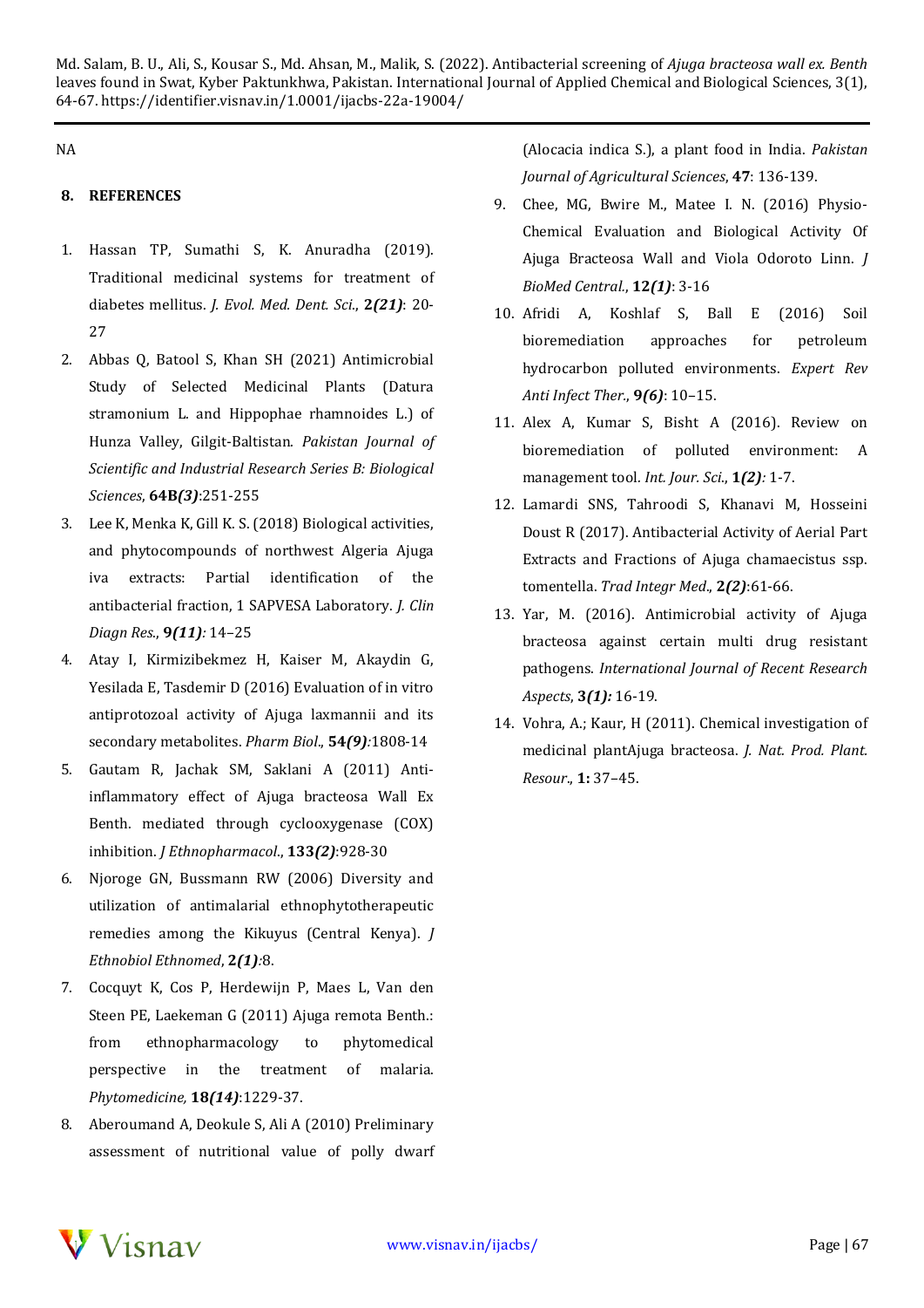NA

## 8. REFERENCES

1. Hassan TP, Sumathi S, K. Anuradha (2019). Traditional medicinal systems for treatment of diabetes mellitus. *J. Evol. Med. Dent. Sci.*, **2*(21)***: 20-27
2. Abbas Q, Batool S, Khan SH (2021) Antimicrobial Study of Selected Medicinal Plants (Datura stramonium L. and Hippophae rhamnoides L.) of Hunza Valley, Gilgit-Baltistan. *Pakistan Journal of Scientific and Industrial Research Series B: Biological Sciences*, **64B*(3)***:251-255
3. Lee K, Menka K, Gill K. S. (2018) Biological activities, and phytocompounds of northwest Algeria Ajuga iva extracts: Partial identification of the antibacterial fraction, 1 SAPVESA Laboratory. *J. Clin Diagn Res.*, **9*(11)****:* 14–25
4. Atay I, Kirmizibekmez H, Kaiser M, Akaydin G, Yesilada E, Tasdemir D (2016) Evaluation of in vitro antiprotozoal activity of Ajuga laxmannii and its secondary metabolites. *Pharm Biol*., **54*(9)****:*1808-14
5. Gautam R, Jachak SM, Saklani A (2011) Anti-inflammatory effect of Ajuga bracteosa Wall Ex Benth. mediated through cyclooxygenase (COX) inhibition. *J Ethnopharmacol*., **133*(2)****:*928-30
6. Njoroge GN, Bussmann RW (2006) Diversity and utilization of antimalarial ethnophytotherapeutic remedies among the Kikuyus (Central Kenya). *J Ethnobiol Ethnomed*, **2*(1)****:*8.
7. Cocquyt K, Cos P, Herdewijn P, Maes L, Van den Steen PE, Laekeman G (2011) Ajuga remota Benth.: from ethnopharmacology to phytomedical perspective in the treatment of malaria. *Phytomedicine,* **18*(14)***:1229-37.
8. Aberoumand A, Deokule S, Ali A (2010) Preliminary assessment of nutritional value of polly dwarf (Alocacia indica S.), a plant food in India. *Pakistan Journal of Agricultural Sciences*, **47**: 136-139.
9. Chee, MG, Bwire M., Matee I. N. (2016) Physio-Chemical Evaluation and Biological Activity Of Ajuga Bracteosa Wall and Viola Odoroto Linn. *J BioMed Central.*, **12*(1)***: 3-16
10. Afridi A, Koshlaf S, Ball E (2016) Soil bioremediation approaches for petroleum hydrocarbon polluted environments. *Expert Rev Anti Infect Ther.*, **9*(6)***: 10–15.
11. Alex A, Kumar S, Bisht A (2016). Review on bioremediation of polluted environment: A management tool. *Int. Jour. Sci*., **1*(2)****:* 1-7.
12. Lamardi SNS, Tahroodi S, Khanavi M, Hosseini Doust R (2017). Antibacterial Activity of Aerial Part Extracts and Fractions of Ajuga chamaecistus ssp. tomentella. *Trad Integr Med*., **2*(2)***:61-66.
13. Yar, M. (2016). Antimicrobial activity of Ajuga bracteosa against certain multi drug resistant pathogens. *International Journal of Recent Research Aspects*, **3*(1):*** 16-19.
14. Vohra, A.; Kaur, H (2011). Chemical investigation of medicinal plantAjuga bracteosa. *J. Nat. Prod. Plant. Resour.,* **1:** 37–45.